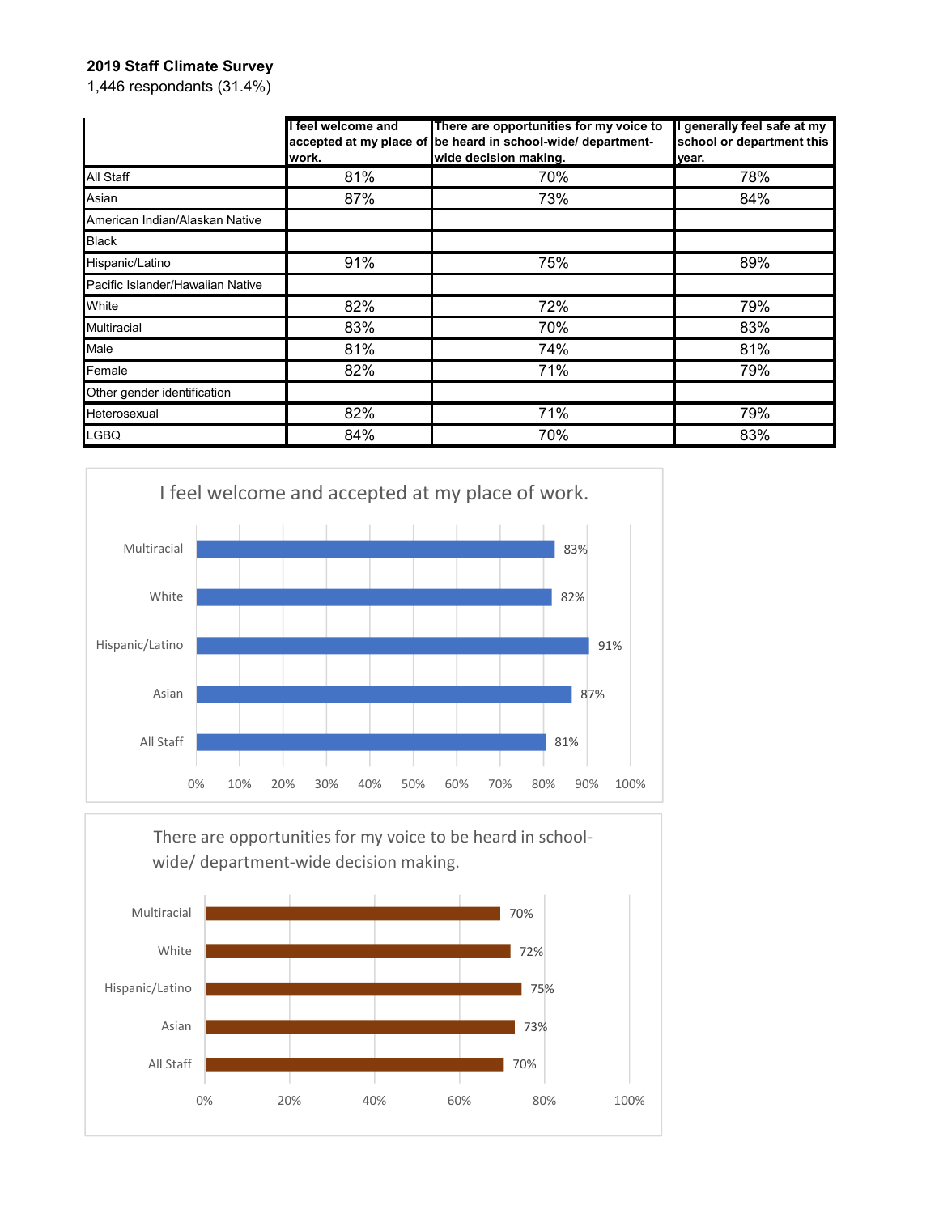**2019 Staff Climate Survey**

1,446 respondants (31.4%)

| | I feel welcome and accepted at my place of work. | There are opportunities for my voice to be heard in school-wide/ department-wide decision making. | I generally feel safe at my school or department this year. |
|---|---|---|---|
| All Staff | 81% | 70% | 78% |
| Asian | 87% | 73% | 84% |
| American Indian/Alaskan Native | | | |
| Black | | | |
| Hispanic/Latino | 91% | 75% | 89% |
| Pacific Islander/Hawaiian Native | | | |
| White | 82% | 72% | 79% |
| Multiracial | 83% | 70% | 83% |
| Male | 81% | 74% | 81% |
| Female | 82% | 71% | 79% |
| Other gender identification | | | |
| Heterosexual | 82% | 71% | 79% |
| LGBQ | 84% | 70% | 83% |

I feel welcome and accepted at my place of work.

| | |
|---|---|
| Multiracial | 83% |
| White | 82% |
| Hispanic/Latino | 91% |
| Asian | 87% |
| All Staff | 81% |

There are opportunities for my voice to be heard in school-wide/ department-wide decision making.

| | |
|---|---|
| Multiracial | 70% |
| White | 72% |
| Hispanic/Latino | 75% |
| Asian | 73% |
| All Staff | 70% |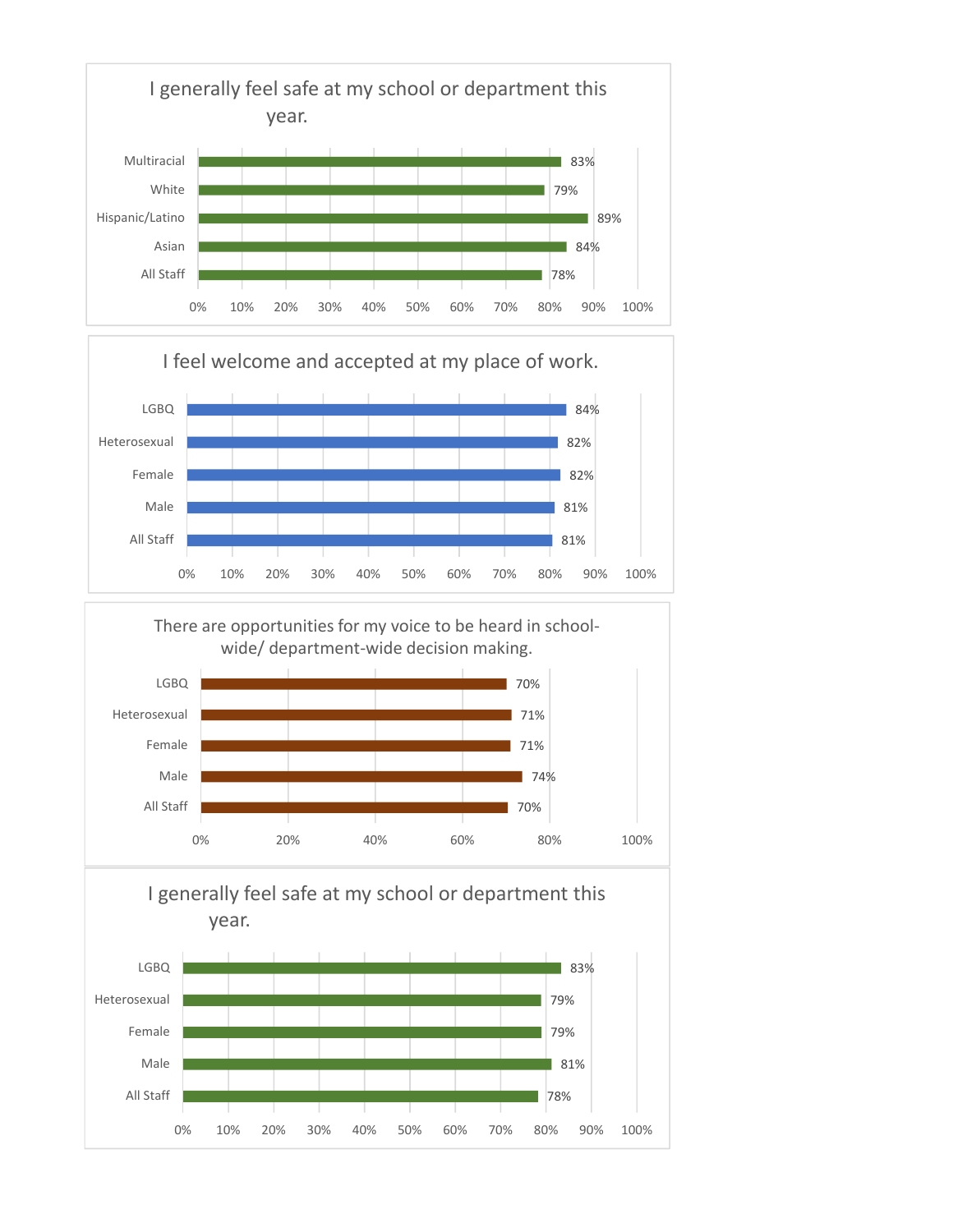I generally feel safe at my school or department this year.

Multiracial 83%
White 79%
Hispanic/Latino 89%
Asian 84%
All Staff 78%

0% 10% 20% 30% 40% 50% 60% 70% 80% 90% 100%

I feel welcome and accepted at my place of work.

LGBQ 84%
Heterosexual 82%
Female 82%
Male 81%
All Staff 81%

0% 10% 20% 30% 40% 50% 60% 70% 80% 90% 100%

There are opportunities for my voice to be heard in school-wide/ department-wide decision making.

LGBQ 70%
Heterosexual 71%
Female 71%
Male 74%
All Staff 70%

0% 20% 40% 60% 80% 100%

I generally feel safe at my school or department this year.

LGBQ 83%
Heterosexual 79%
Female 79%
Male 81%
All Staff 78%

0% 10% 20% 30% 40% 50% 60% 70% 80% 90% 100%